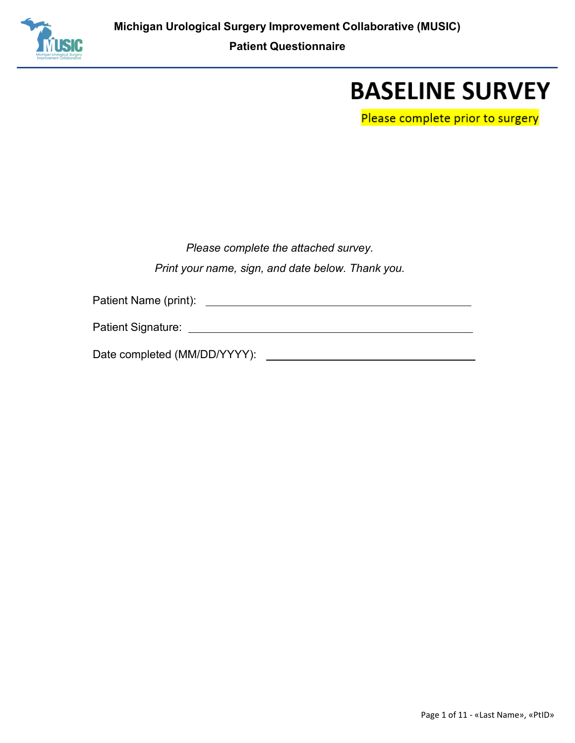**Michigan Urological Surgery Improvement Collaborative (MUSIC)**

**Patient Questionnaire**

# BASELINE SURVEY

Please complete prior to surgery

*Please complete the attached survey.*

*Print your name, sign, and date below. Thank you.*

Patient Name (print): ______________________________________________

Patient Signature: ______________________________________________

Date completed (MM/DD/YYYY): ______________________________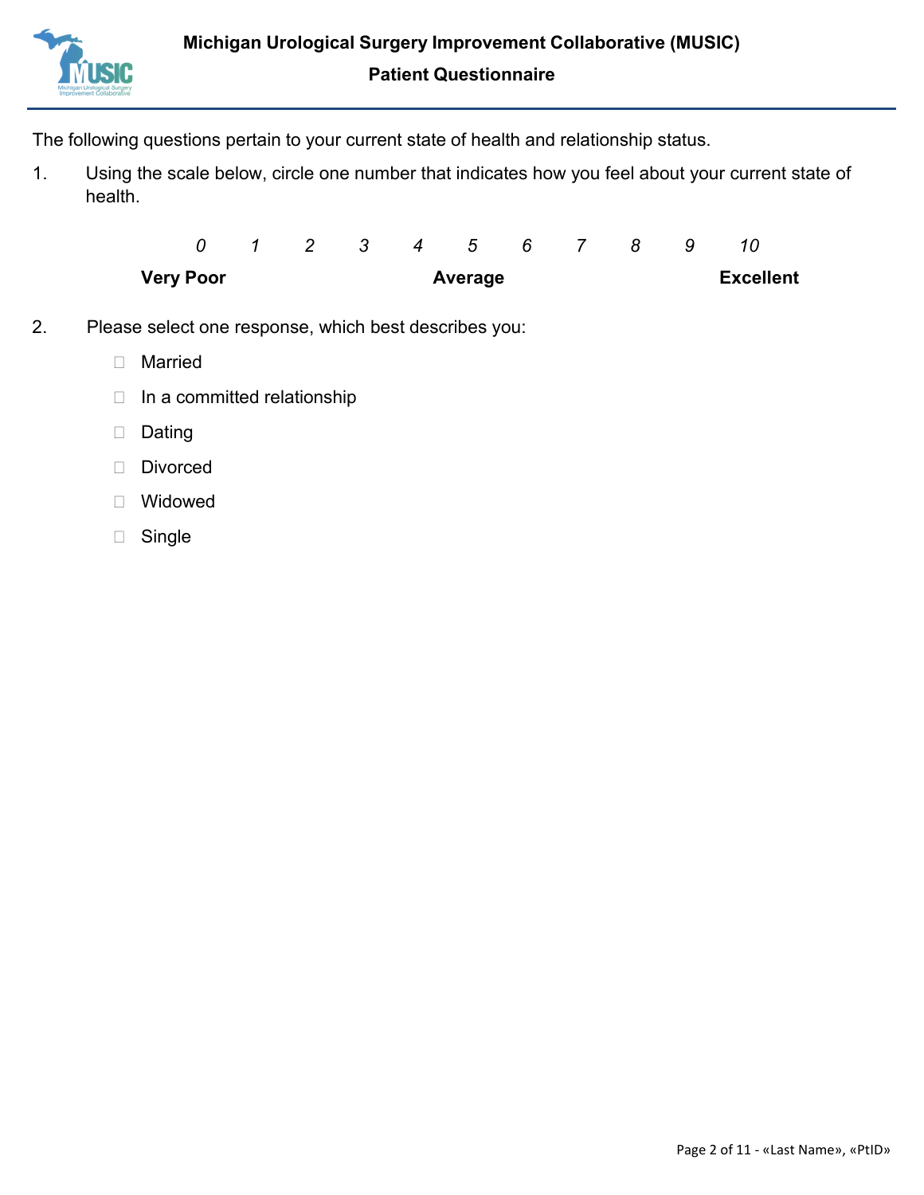The following questions pertain to your current state of health and relationship status.

1. Using the scale below, circle one number that indicates how you feel about your current state of health.

| *0* | *1* | *2* | *3* | *4* | *5* | *6* | *7* | *8* | *9* | *10* |
|---|---|---|---|---|---|---|---|---|---|---|
| **Very Poor** | | | | | **Average** | | | | | **Excellent** |

2. Please select one response, which best describes you:

   - ☐ Married
   - ☐ In a committed relationship
   - ☐ Dating
   - ☐ Divorced
   - ☐ Widowed
   - ☐ Single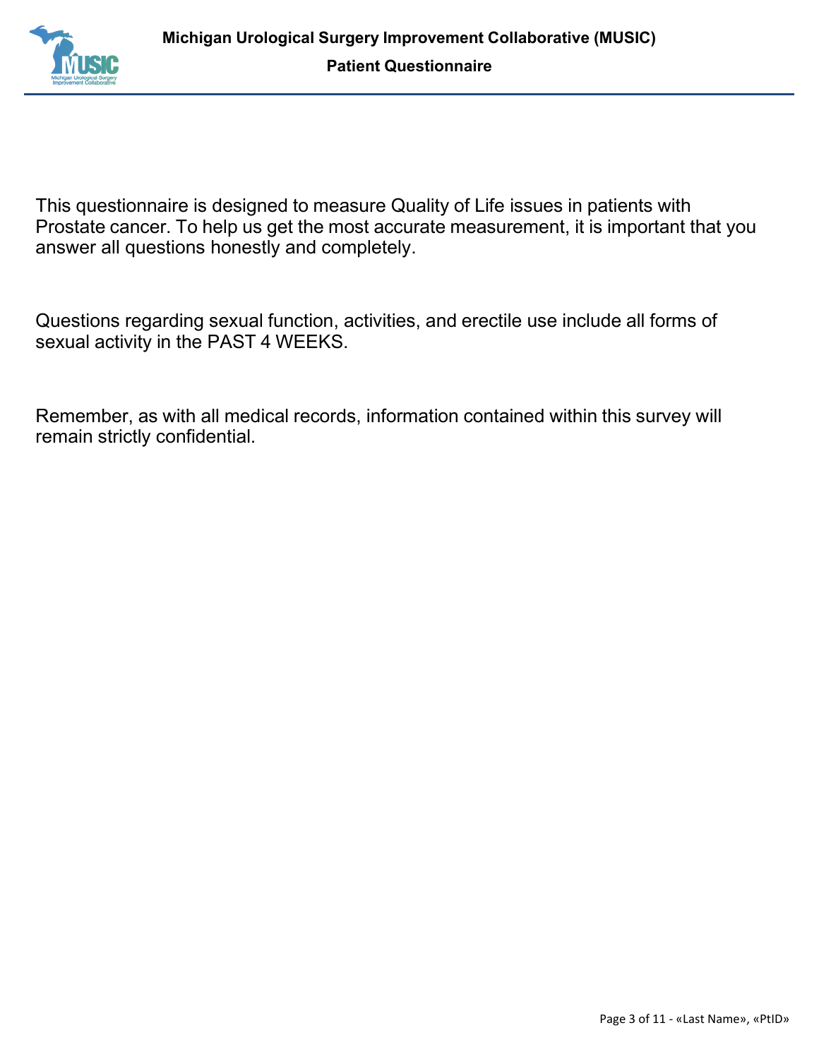This questionnaire is designed to measure Quality of Life issues in patients with Prostate cancer. To help us get the most accurate measurement, it is important that you answer all questions honestly and completely.

Questions regarding sexual function, activities, and erectile use include all forms of sexual activity in the PAST 4 WEEKS.

Remember, as with all medical records, information contained within this survey will remain strictly confidential.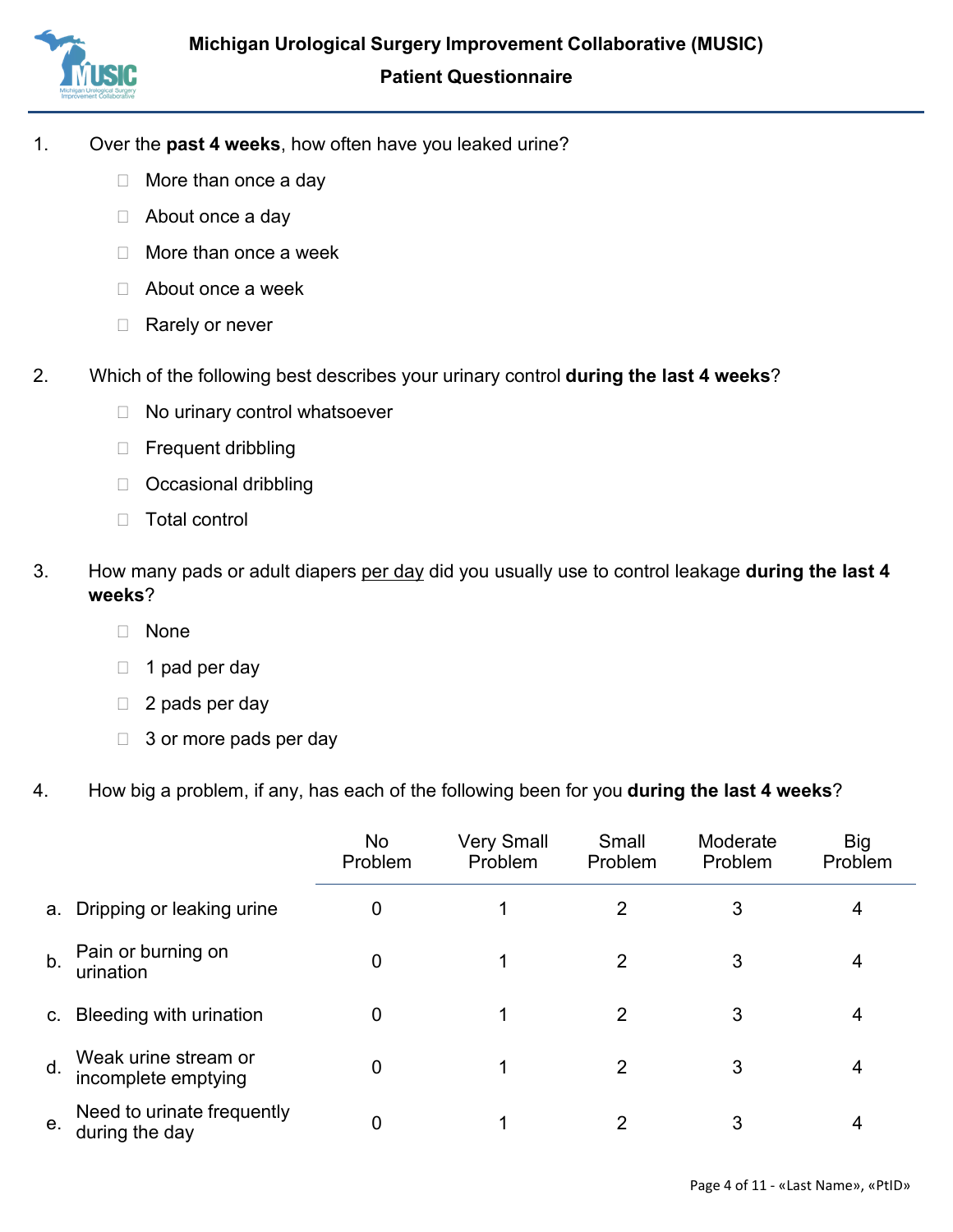**Michigan Urological Surgery Improvement Collaborative (MUSIC)**

**Patient Questionnaire**

1. Over the **past 4 weeks**, how often have you leaked urine?

   - ☐ More than once a day
   - ☐ About once a day
   - ☐ More than once a week
   - ☐ About once a week
   - ☐ Rarely or never

2. Which of the following best describes your urinary control **during the last 4 weeks**?

   - ☐ No urinary control whatsoever
   - ☐ Frequent dribbling
   - ☐ Occasional dribbling
   - ☐ Total control

3. How many pads or adult diapers <u>per day</u> did you usually use to control leakage **during the last 4 weeks**?

   - ☐ None
   - ☐ 1 pad per day
   - ☐ 2 pads per day
   - ☐ 3 or more pads per day

4. How big a problem, if any, has each of the following been for you **during the last 4 weeks**?

| | No Problem | Very Small Problem | Small Problem | Moderate Problem | Big Problem |
|---|---|---|---|---|---|
| a. Dripping or leaking urine | 0 | 1 | 2 | 3 | 4 |
| b. Pain or burning on urination | 0 | 1 | 2 | 3 | 4 |
| c. Bleeding with urination | 0 | 1 | 2 | 3 | 4 |
| d. Weak urine stream or incomplete emptying | 0 | 1 | 2 | 3 | 4 |
| e. Need to urinate frequently during the day | 0 | 1 | 2 | 3 | 4 |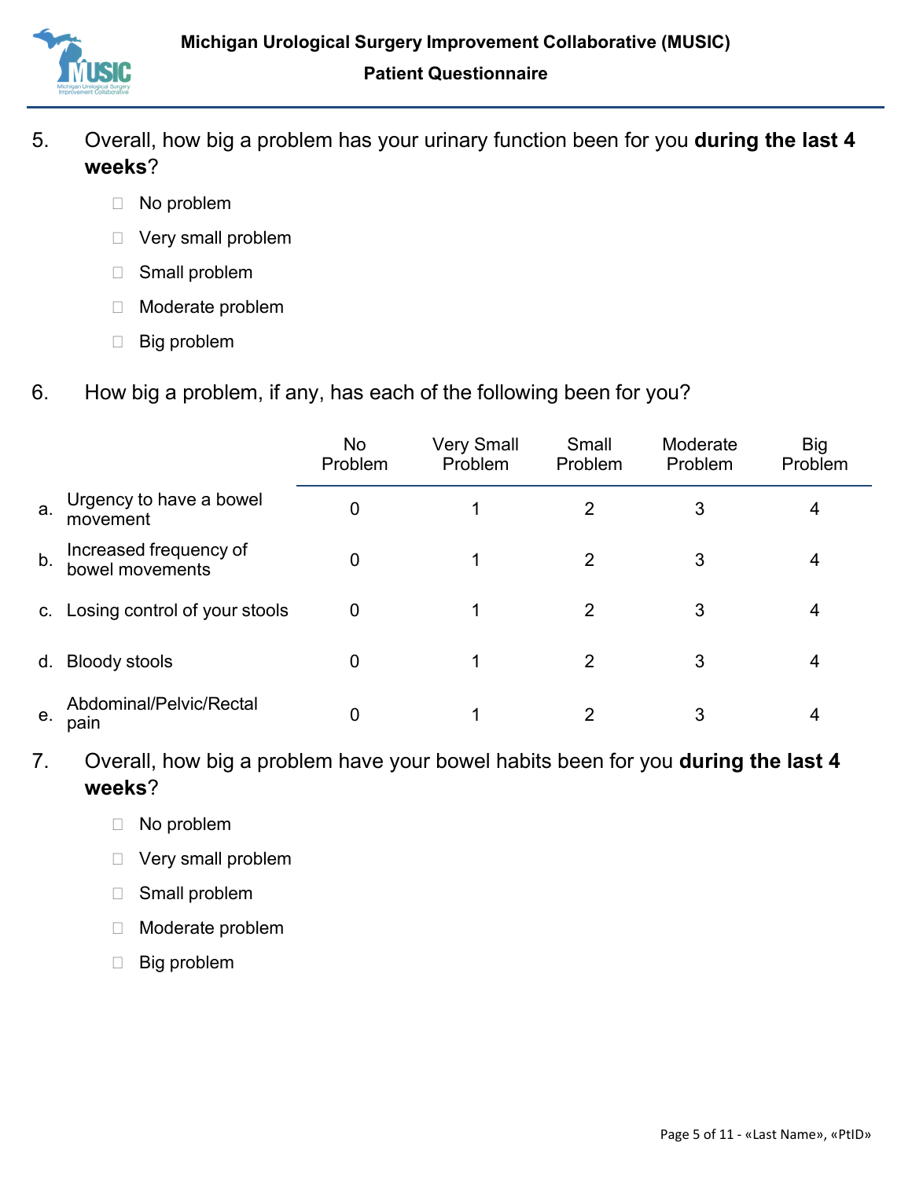5. Overall, how big a problem has your urinary function been for you **during the last 4 weeks**?

   - ☐ No problem
   - ☐ Very small problem
   - ☐ Small problem
   - ☐ Moderate problem
   - ☐ Big problem

6. How big a problem, if any, has each of the following been for you?

| | No Problem | Very Small Problem | Small Problem | Moderate Problem | Big Problem |
|---|---|---|---|---|---|
| a. Urgency to have a bowel movement | 0 | 1 | 2 | 3 | 4 |
| b. Increased frequency of bowel movements | 0 | 1 | 2 | 3 | 4 |
| c. Losing control of your stools | 0 | 1 | 2 | 3 | 4 |
| d. Bloody stools | 0 | 1 | 2 | 3 | 4 |
| e. Abdominal/Pelvic/Rectal pain | 0 | 1 | 2 | 3 | 4 |

7. Overall, how big a problem have your bowel habits been for you **during the last 4 weeks**?

   - ☐ No problem
   - ☐ Very small problem
   - ☐ Small problem
   - ☐ Moderate problem
   - ☐ Big problem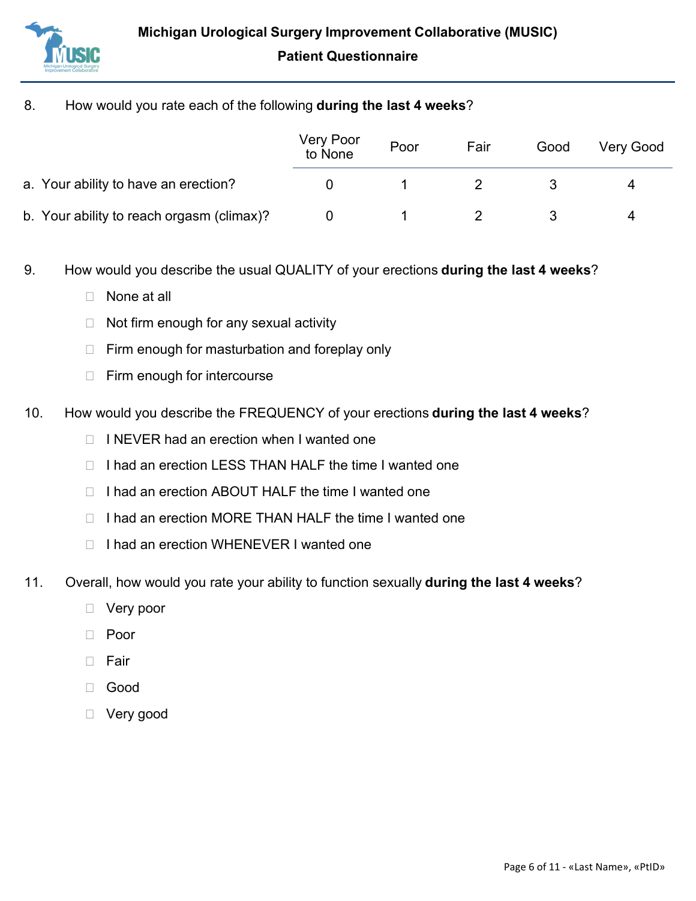8. How would you rate each of the following **during the last 4 weeks**?

| | Very Poor to None | Poor | Fair | Good | Very Good |
|---|---|---|---|---|---|
| a. Your ability to have an erection? | 0 | 1 | 2 | 3 | 4 |
| b. Your ability to reach orgasm (climax)? | 0 | 1 | 2 | 3 | 4 |

9. How would you describe the usual QUALITY of your erections **during the last 4 weeks**?

- ☐ None at all
- ☐ Not firm enough for any sexual activity
- ☐ Firm enough for masturbation and foreplay only
- ☐ Firm enough for intercourse

10. How would you describe the FREQUENCY of your erections **during the last 4 weeks**?

- ☐ I NEVER had an erection when I wanted one
- ☐ I had an erection LESS THAN HALF the time I wanted one
- ☐ I had an erection ABOUT HALF the time I wanted one
- ☐ I had an erection MORE THAN HALF the time I wanted one
- ☐ I had an erection WHENEVER I wanted one

11. Overall, how would you rate your ability to function sexually **during the last 4 weeks**?

- ☐ Very poor
- ☐ Poor
- ☐ Fair
- ☐ Good
- ☐ Very good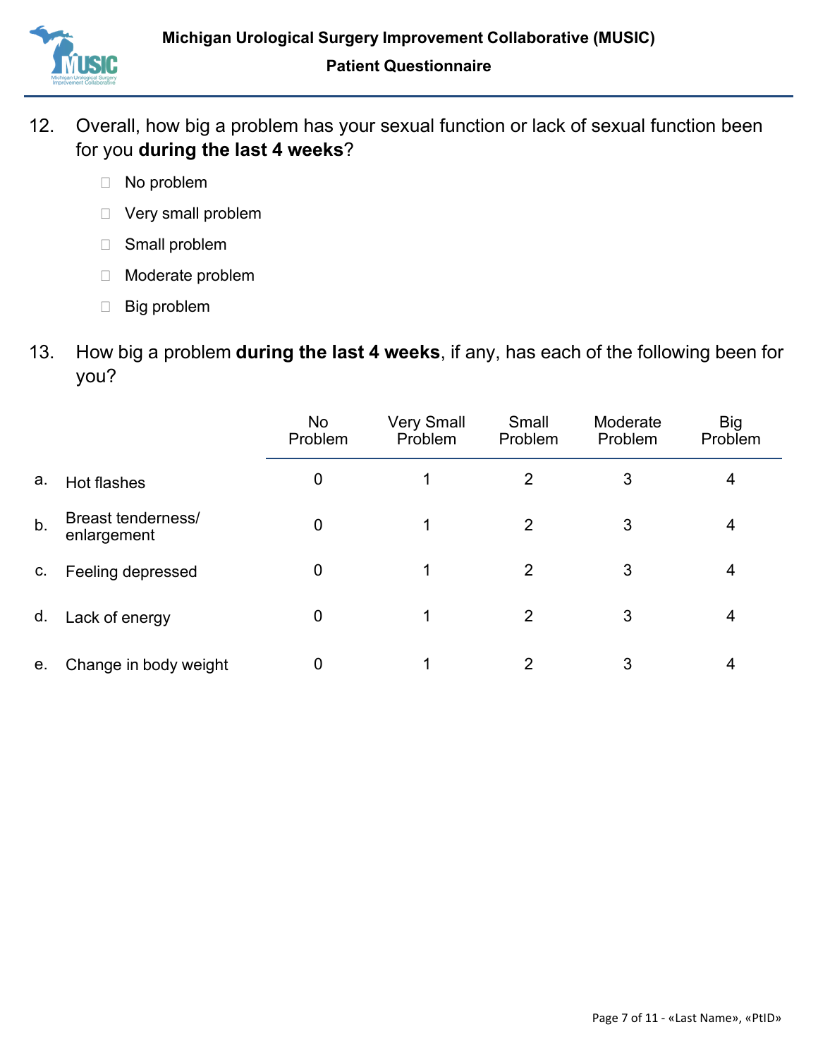12. Overall, how big a problem has your sexual function or lack of sexual function been for you **during the last 4 weeks**?

- ☐ No problem
- ☐ Very small problem
- ☐ Small problem
- ☐ Moderate problem
- ☐ Big problem

13. How big a problem **during the last 4 weeks**, if any, has each of the following been for you?

| | | No Problem | Very Small Problem | Small Problem | Moderate Problem | Big Problem |
|---|---|---|---|---|---|---|
| a. | Hot flashes | 0 | 1 | 2 | 3 | 4 |
| b. | Breast tenderness/ enlargement | 0 | 1 | 2 | 3 | 4 |
| c. | Feeling depressed | 0 | 1 | 2 | 3 | 4 |
| d. | Lack of energy | 0 | 1 | 2 | 3 | 4 |
| e. | Change in body weight | 0 | 1 | 2 | 3 | 4 |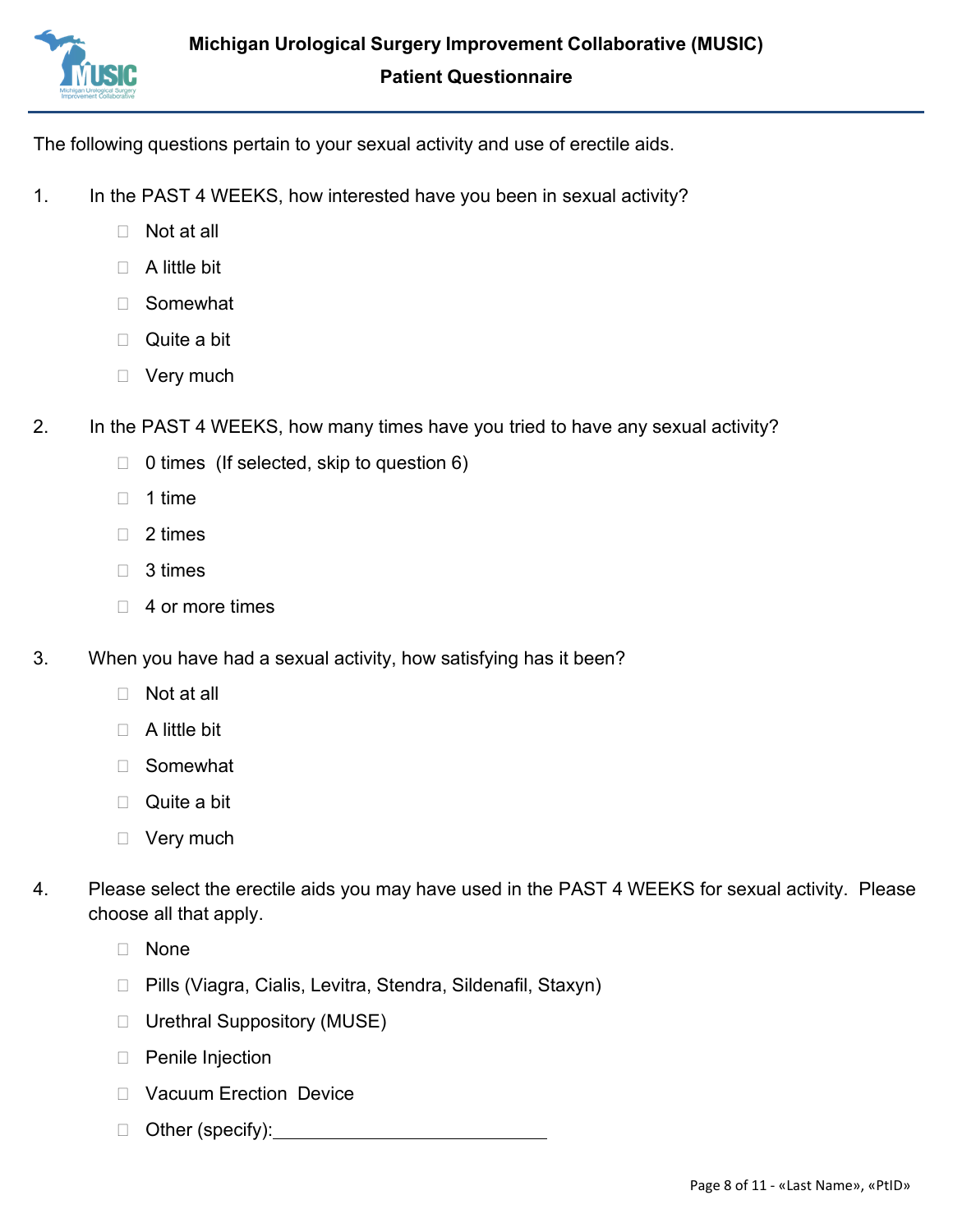**Michigan Urological Surgery Improvement Collaborative (MUSIC)**

**Patient Questionnaire**

The following questions pertain to your sexual activity and use of erectile aids.

1. In the PAST 4 WEEKS, how interested have you been in sexual activity?
   - ☐ Not at all
   - ☐ A little bit
   - ☐ Somewhat
   - ☐ Quite a bit
   - ☐ Very much

2. In the PAST 4 WEEKS, how many times have you tried to have any sexual activity?
   - ☐ 0 times (If selected, skip to question 6)
   - ☐ 1 time
   - ☐ 2 times
   - ☐ 3 times
   - ☐ 4 or more times

3. When you have had a sexual activity, how satisfying has it been?
   - ☐ Not at all
   - ☐ A little bit
   - ☐ Somewhat
   - ☐ Quite a bit
   - ☐ Very much

4. Please select the erectile aids you may have used in the PAST 4 WEEKS for sexual activity. Please choose all that apply.
   - ☐ None
   - ☐ Pills (Viagra, Cialis, Levitra, Stendra, Sildenafil, Staxyn)
   - ☐ Urethral Suppository (MUSE)
   - ☐ Penile Injection
   - ☐ Vacuum Erection Device
   - ☐ Other (specify):\_\_\_\_\_\_\_\_\_\_\_\_\_\_\_\_\_\_\_\_\_\_\_\_\_\_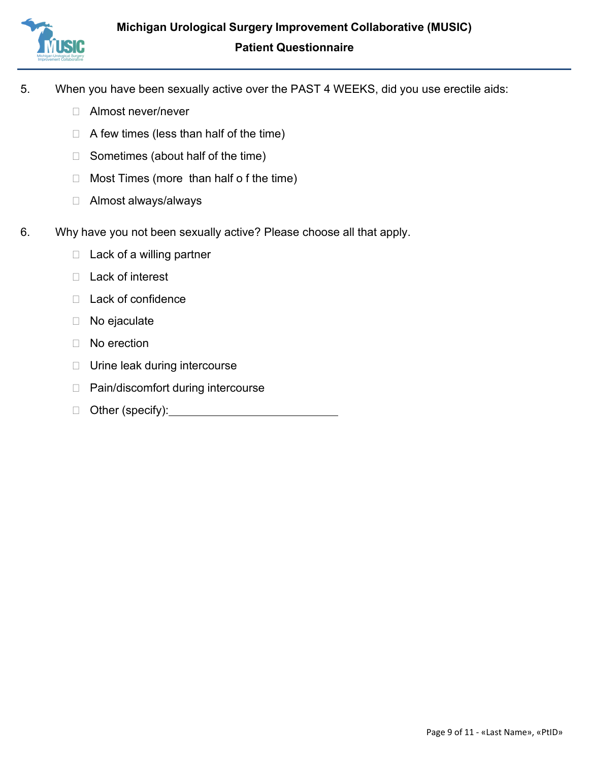5. When you have been sexually active over the PAST 4 WEEKS, did you use erectile aids:

- ☐ Almost never/never
- ☐ A few times (less than half of the time)
- ☐ Sometimes (about half of the time)
- ☐ Most Times (more than half o f the time)
- ☐ Almost always/always

6. Why have you not been sexually active? Please choose all that apply.

- ☐ Lack of a willing partner
- ☐ Lack of interest
- ☐ Lack of confidence
- ☐ No ejaculate
- ☐ No erection
- ☐ Urine leak during intercourse
- ☐ Pain/discomfort during intercourse
- ☐ Other (specify): ____________________________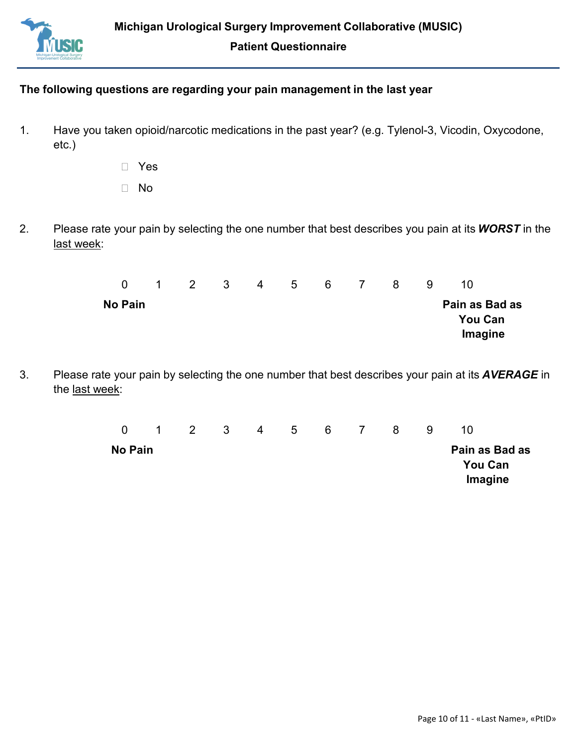**Michigan Urological Surgery Improvement Collaborative (MUSIC)**

**Patient Questionnaire**

**The following questions are regarding your pain management in the last year**

1. Have you taken opioid/narcotic medications in the past year? (e.g. Tylenol-3, Vicodin, Oxycodone, etc.)

   - ☐ Yes
   - ☐ No

2. Please rate your pain by selecting the one number that best describes you pain at its ***WORST*** in the last week:

   0 1 2 3 4 5 6 7 8 9 10

   **No Pain** ... **Pain as Bad as You Can Imagine**

3. Please rate your pain by selecting the one number that best describes your pain at its ***AVERAGE*** in the last week:

   0 1 2 3 4 5 6 7 8 9 10

   **No Pain** ... **Pain as Bad as You Can Imagine**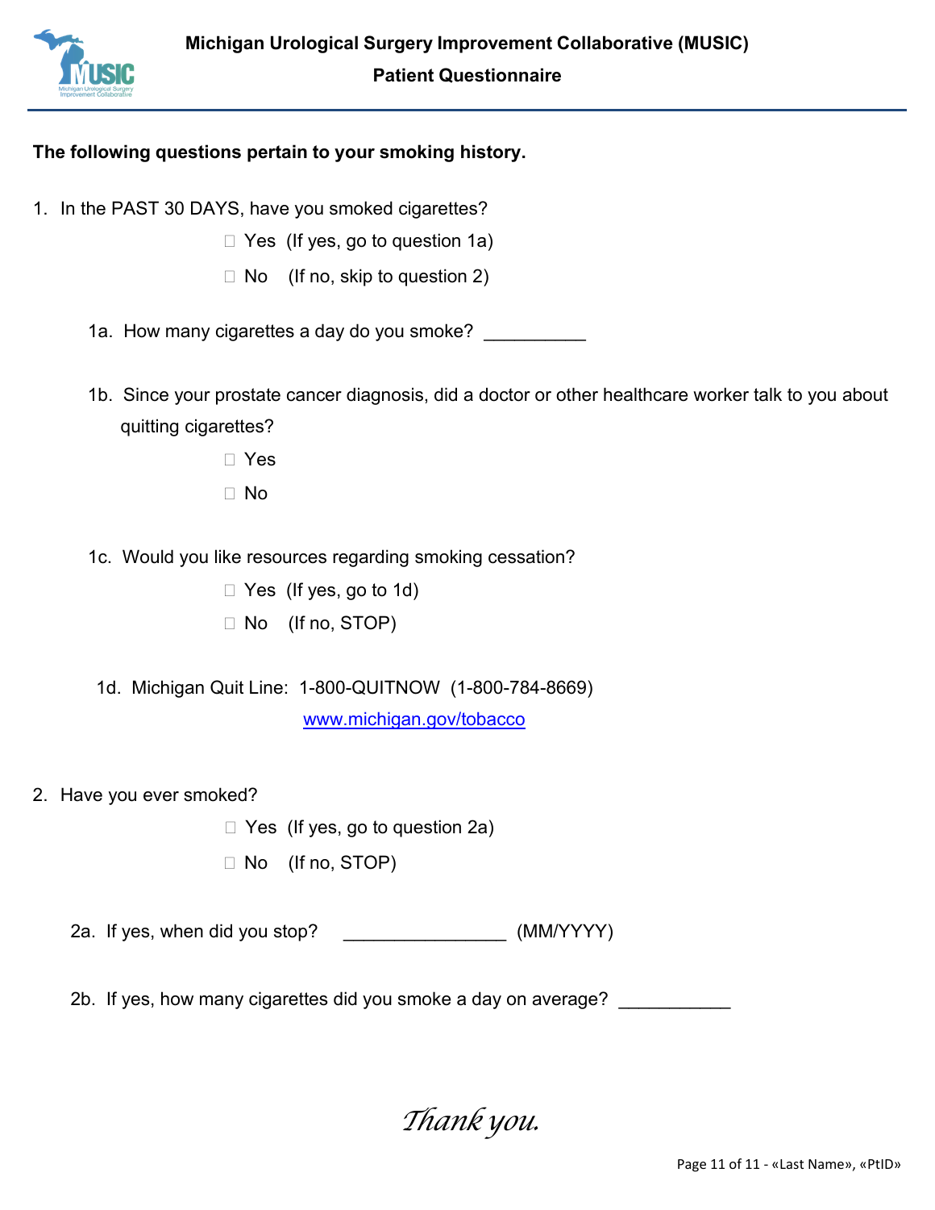**Michigan Urological Surgery Improvement Collaborative (MUSIC)**

**Patient Questionnaire**

**The following questions pertain to your smoking history.**

1. In the PAST 30 DAYS, have you smoked cigarettes?

   ☐ Yes (If yes, go to question 1a)

   ☐ No (If no, skip to question 2)

   1a. How many cigarettes a day do you smoke? __________

   1b. Since your prostate cancer diagnosis, did a doctor or other healthcare worker talk to you about quitting cigarettes?

   ☐ Yes

   ☐ No

   1c. Would you like resources regarding smoking cessation?

   ☐ Yes (If yes, go to 1d)

   ☐ No (If no, STOP)

   1d. Michigan Quit Line: 1-800-QUITNOW (1-800-784-8669)

   www.michigan.gov/tobacco

2. Have you ever smoked?

   ☐ Yes (If yes, go to question 2a)

   ☐ No (If no, STOP)

   2a. If yes, when did you stop? ________________ (MM/YYYY)

   2b. If yes, how many cigarettes did you smoke a day on average? ___________

*Thank you.*